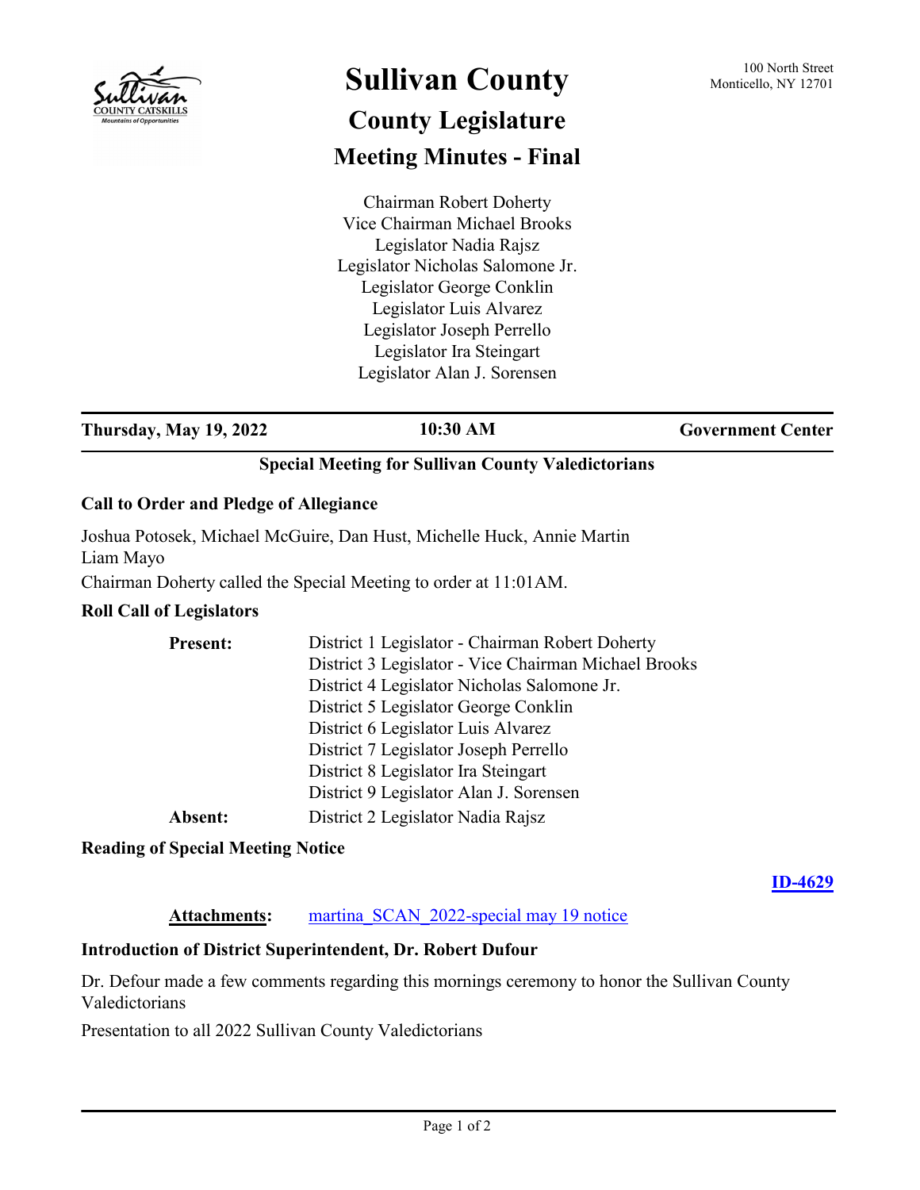# Sullivan County

## County Legislature

## Meeting Minutes - Final

100 North Street
Monticello, NY 12701

Chairman Robert Doherty
Vice Chairman Michael Brooks
Legislator Nadia Rajsz
Legislator Nicholas Salomone Jr.
Legislator George Conklin
Legislator Luis Alvarez
Legislator Joseph Perrello
Legislator Ira Steingart
Legislator Alan J. Sorensen

---

**Thursday, May 19, 2022** | **10:30 AM** | **Government Center**

---

**Special Meeting for Sullivan County Valedictorians**

### Call to Order and Pledge of Allegiance

Joshua Potosek, Michael McGuire, Dan Hust, Michelle Huck, Annie Martin
Liam Mayo

Chairman Doherty called the Special Meeting to order at 11:01AM.

### Roll Call of Legislators

| | |
|---|---|
| **Present:** | District 1 Legislator - Chairman Robert Doherty |
| | District 3 Legislator - Vice Chairman Michael Brooks |
| | District 4 Legislator Nicholas Salomone Jr. |
| | District 5 Legislator George Conklin |
| | District 6 Legislator Luis Alvarez |
| | District 7 Legislator Joseph Perrello |
| | District 8 Legislator Ira Steingart |
| | District 9 Legislator Alan J. Sorensen |
| **Absent:** | District 2 Legislator Nadia Rajsz |

### Reading of Special Meeting Notice

**ID-4629**

**Attachments:** martina_SCAN_2022-special may 19 notice

### Introduction of District Superintendent, Dr. Robert Dufour

Dr. Defour made a few comments regarding this mornings ceremony to honor the Sullivan County Valedictorians

Presentation to all 2022 Sullivan County Valedictorians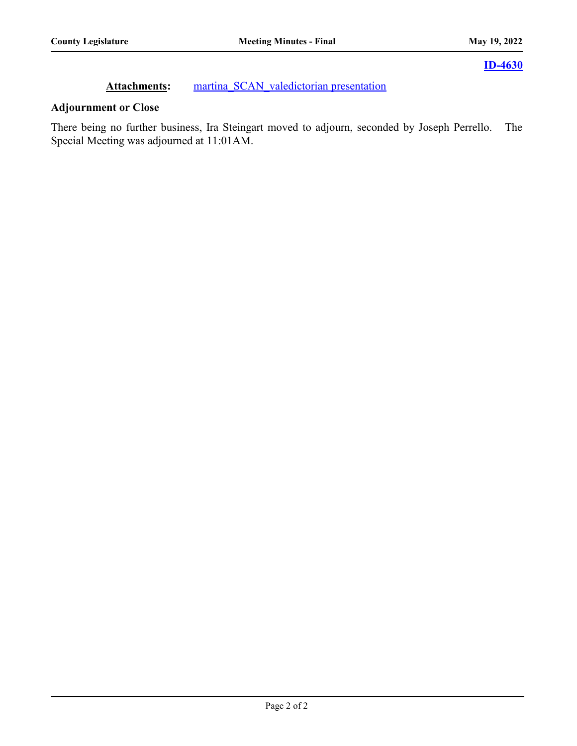**ID-4630**

**Attachments:** martina_SCAN_valedictorian presentation

### Adjournment or Close

There being no further business, Ira Steingart moved to adjourn, seconded by Joseph Perrello. The Special Meeting was adjourned at 11:01AM.